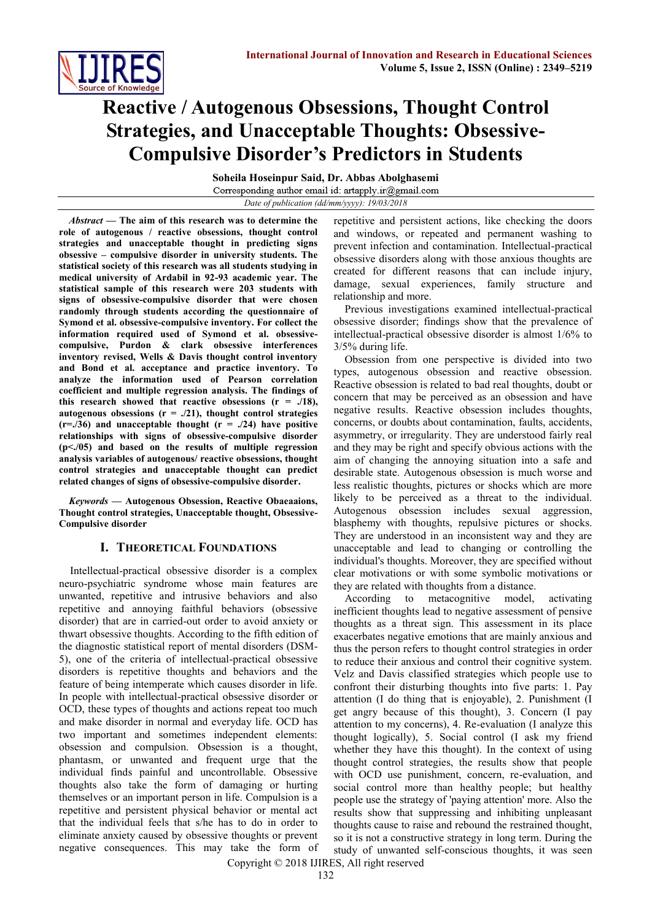# Reactive / Autogenous Obsessions, Thought Control Strategies, and Unacceptable Thoughts: Obsessive-Compulsive Disorder's Predictors in Students

**Soheila Hoseinpur Said, Dr. Abbas Abolghasemi**

Corresponding author email id: artapply.ir@gmail.com

*Date of publication (dd/mm/yyyy): 19/03/2018*

***Abstract* — The aim of this research was to determine the role of autogenous / reactive obsessions, thought control strategies and unacceptable thought in predicting signs obsessive – compulsive disorder in university students. The statistical society of this research was all students studying in medical university of Ardabil in 92-93 academic year. The statistical sample of this research were 203 students with signs of obsessive-compulsive disorder that were chosen randomly through students according the questionnaire of Symond et al. obsessive-compulsive inventory. For collect the information required used of Symond et al. obsessive-compulsive, Purdon & clark obsessive interferences inventory revised, Wells & Davis thought control inventory and Bond et al. acceptance and practice inventory. To analyze the information used of Pearson correlation coefficient and multiple regression analysis. The findings of this research showed that reactive obsessions (r = ./18), autogenous obsessions (r = ./21), thought control strategies (r=./36) and unacceptable thought (r = ./24) have positive relationships with signs of obsessive-compulsive disorder (p<./05) and based on the results of multiple regression analysis variables of autogenous/ reactive obsessions, thought control strategies and unacceptable thought can predict related changes of signs of obsessive-compulsive disorder.**

***Keywords* — Autogenous Obsession, Reactive Obaeaaions, Thought control strategies, Unacceptable thought, Obsessive-Compulsive disorder**

## I. Theoretical Foundations

Intellectual-practical obsessive disorder is a complex neuro-psychiatric syndrome whose main features are unwanted, repetitive and intrusive behaviors and also repetitive and annoying faithful behaviors (obsessive disorder) that are in carried-out order to avoid anxiety or thwart obsessive thoughts. According to the fifth edition of the diagnostic statistical report of mental disorders (DSM-5), one of the criteria of intellectual-practical obsessive disorders is repetitive thoughts and behaviors and the feature of being intemperate which causes disorder in life. In people with intellectual-practical obsessive disorder or OCD, these types of thoughts and actions repeat too much and make disorder in normal and everyday life. OCD has two important and sometimes independent elements: obsession and compulsion. Obsession is a thought, phantasm, or unwanted and frequent urge that the individual finds painful and uncontrollable. Obsessive thoughts also take the form of damaging or hurting themselves or an important person in life. Compulsion is a repetitive and persistent physical behavior or mental act that the individual feels that s/he has to do in order to eliminate anxiety caused by obsessive thoughts or prevent negative consequences. This may take the form of repetitive and persistent actions, like checking the doors and windows, or repeated and permanent washing to prevent infection and contamination. Intellectual-practical obsessive disorders along with those anxious thoughts are created for different reasons that can include injury, damage, sexual experiences, family structure and relationship and more.

Previous investigations examined intellectual-practical obsessive disorder; findings show that the prevalence of intellectual-practical obsessive disorder is almost 1/6% to 3/5% during life.

Obsession from one perspective is divided into two types, autogenous obsession and reactive obsession. Reactive obsession is related to bad real thoughts, doubt or concern that may be perceived as an obsession and have negative results. Reactive obsession includes thoughts, concerns, or doubts about contamination, faults, accidents, asymmetry, or irregularity. They are understood fairly real and they may be right and specify obvious actions with the aim of changing the annoying situation into a safe and desirable state. Autogenous obsession is much worse and less realistic thoughts, pictures or shocks which are more likely to be perceived as a threat to the individual. Autogenous obsession includes sexual aggression, blasphemy with thoughts, repulsive pictures or shocks. They are understood in an inconsistent way and they are unacceptable and lead to changing or controlling the individual's thoughts. Moreover, they are specified without clear motivations or with some symbolic motivations or they are related with thoughts from a distance.

According to metacognitive model, activating inefficient thoughts lead to negative assessment of pensive thoughts as a threat sign. This assessment in its place exacerbates negative emotions that are mainly anxious and thus the person refers to thought control strategies in order to reduce their anxious and control their cognitive system. Velz and Davis classified strategies which people use to confront their disturbing thoughts into five parts: 1. Pay attention (I do thing that is enjoyable), 2. Punishment (I get angry because of this thought), 3. Concern (I pay attention to my concerns), 4. Re-evaluation (I analyze this thought logically), 5. Social control (I ask my friend whether they have this thought). In the context of using thought control strategies, the results show that people with OCD use punishment, concern, re-evaluation, and social control more than healthy people; but healthy people use the strategy of 'paying attention' more. Also the results show that suppressing and inhibiting unpleasant thoughts cause to raise and rebound the restrained thought, so it is not a constructive strategy in long term. During the study of unwanted self-conscious thoughts, it was seen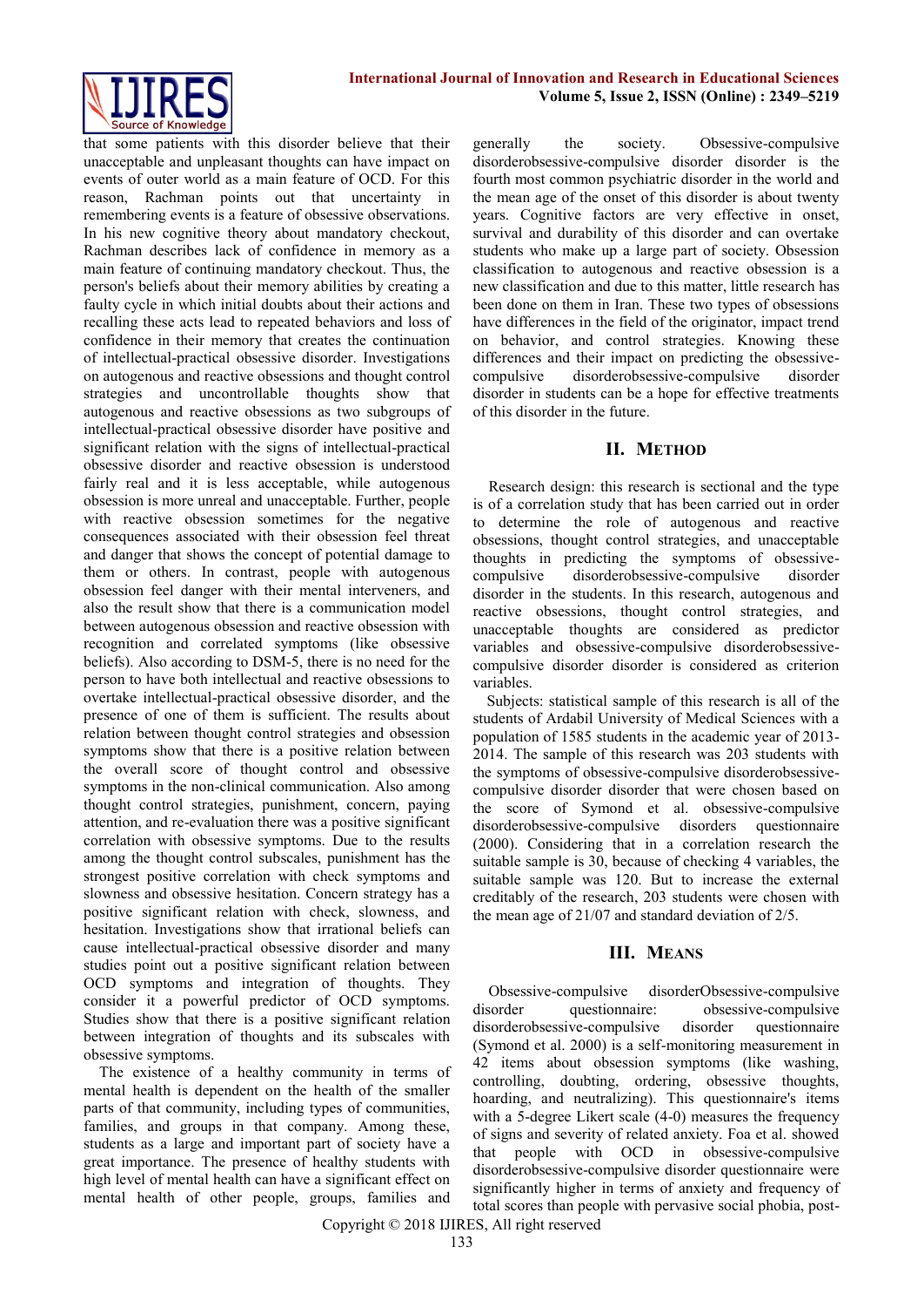that some patients with this disorder believe that their unacceptable and unpleasant thoughts can have impact on events of outer world as a main feature of OCD. For this reason, Rachman points out that uncertainty in remembering events is a feature of obsessive observations. In his new cognitive theory about mandatory checkout, Rachman describes lack of confidence in memory as a main feature of continuing mandatory checkout. Thus, the person's beliefs about their memory abilities by creating a faulty cycle in which initial doubts about their actions and recalling these acts lead to repeated behaviors and loss of confidence in their memory that creates the continuation of intellectual-practical obsessive disorder. Investigations on autogenous and reactive obsessions and thought control strategies and uncontrollable thoughts show that autogenous and reactive obsessions as two subgroups of intellectual-practical obsessive disorder have positive and significant relation with the signs of intellectual-practical obsessive disorder and reactive obsession is understood fairly real and it is less acceptable, while autogenous obsession is more unreal and unacceptable. Further, people with reactive obsession sometimes for the negative consequences associated with their obsession feel threat and danger that shows the concept of potential damage to them or others. In contrast, people with autogenous obsession feel danger with their mental interveners, and also the result show that there is a communication model between autogenous obsession and reactive obsession with recognition and correlated symptoms (like obsessive beliefs). Also according to DSM-5, there is no need for the person to have both intellectual and reactive obsessions to overtake intellectual-practical obsessive disorder, and the presence of one of them is sufficient. The results about relation between thought control strategies and obsession symptoms show that there is a positive relation between the overall score of thought control and obsessive symptoms in the non-clinical communication. Also among thought control strategies, punishment, concern, paying attention, and re-evaluation there was a positive significant correlation with obsessive symptoms. Due to the results among the thought control subscales, punishment has the strongest positive correlation with check symptoms and slowness and obsessive hesitation. Concern strategy has a positive significant relation with check, slowness, and hesitation. Investigations show that irrational beliefs can cause intellectual-practical obsessive disorder and many studies point out a positive significant relation between OCD symptoms and integration of thoughts. They consider it a powerful predictor of OCD symptoms. Studies show that there is a positive significant relation between integration of thoughts and its subscales with obsessive symptoms.

The existence of a healthy community in terms of mental health is dependent on the health of the smaller parts of that community, including types of communities, families, and groups in that company. Among these, students as a large and important part of society have a great importance. The presence of healthy students with high level of mental health can have a significant effect on mental health of other people, groups, families and generally the society. Obsessive-compulsive disorderobsessive-compulsive disorder disorder is the fourth most common psychiatric disorder in the world and the mean age of the onset of this disorder is about twenty years. Cognitive factors are very effective in onset, survival and durability of this disorder and can overtake students who make up a large part of society. Obsession classification to autogenous and reactive obsession is a new classification and due to this matter, little research has been done on them in Iran. These two types of obsessions have differences in the field of the originator, impact trend on behavior, and control strategies. Knowing these differences and their impact on predicting the obsessive-compulsive disorderobsessive-compulsive disorder disorder in students can be a hope for effective treatments of this disorder in the future.

## II. Method

Research design: this research is sectional and the type is of a correlation study that has been carried out in order to determine the role of autogenous and reactive obsessions, thought control strategies, and unacceptable thoughts in predicting the symptoms of obsessive-compulsive disorderobsessive-compulsive disorder disorder in the students. In this research, autogenous and reactive obsessions, thought control strategies, and unacceptable thoughts are considered as predictor variables and obsessive-compulsive disorderobsessive-compulsive disorder disorder is considered as criterion variables.

Subjects: statistical sample of this research is all of the students of Ardabil University of Medical Sciences with a population of 1585 students in the academic year of 2013-2014. The sample of this research was 203 students with the symptoms of obsessive-compulsive disorderobsessive-compulsive disorder disorder that were chosen based on the score of Symond et al. obsessive-compulsive disorderobsessive-compulsive disorders questionnaire (2000). Considering that in a correlation research the suitable sample is 30, because of checking 4 variables, the suitable sample was 120. But to increase the external creditably of the research, 203 students were chosen with the mean age of 21/07 and standard deviation of 2/5.

## III. Means

Obsessive-compulsive disorderObsessive-compulsive disorder questionnaire: obsessive-compulsive disorderobsessive-compulsive disorder questionnaire (Symond et al. 2000) is a self-monitoring measurement in 42 items about obsession symptoms (like washing, controlling, doubting, ordering, obsessive thoughts, hoarding, and neutralizing). This questionnaire's items with a 5-degree Likert scale (4-0) measures the frequency of signs and severity of related anxiety. Foa et al. showed that people with OCD in obsessive-compulsive disorderobsessive-compulsive disorder questionnaire were significantly higher in terms of anxiety and frequency of total scores than people with pervasive social phobia, post-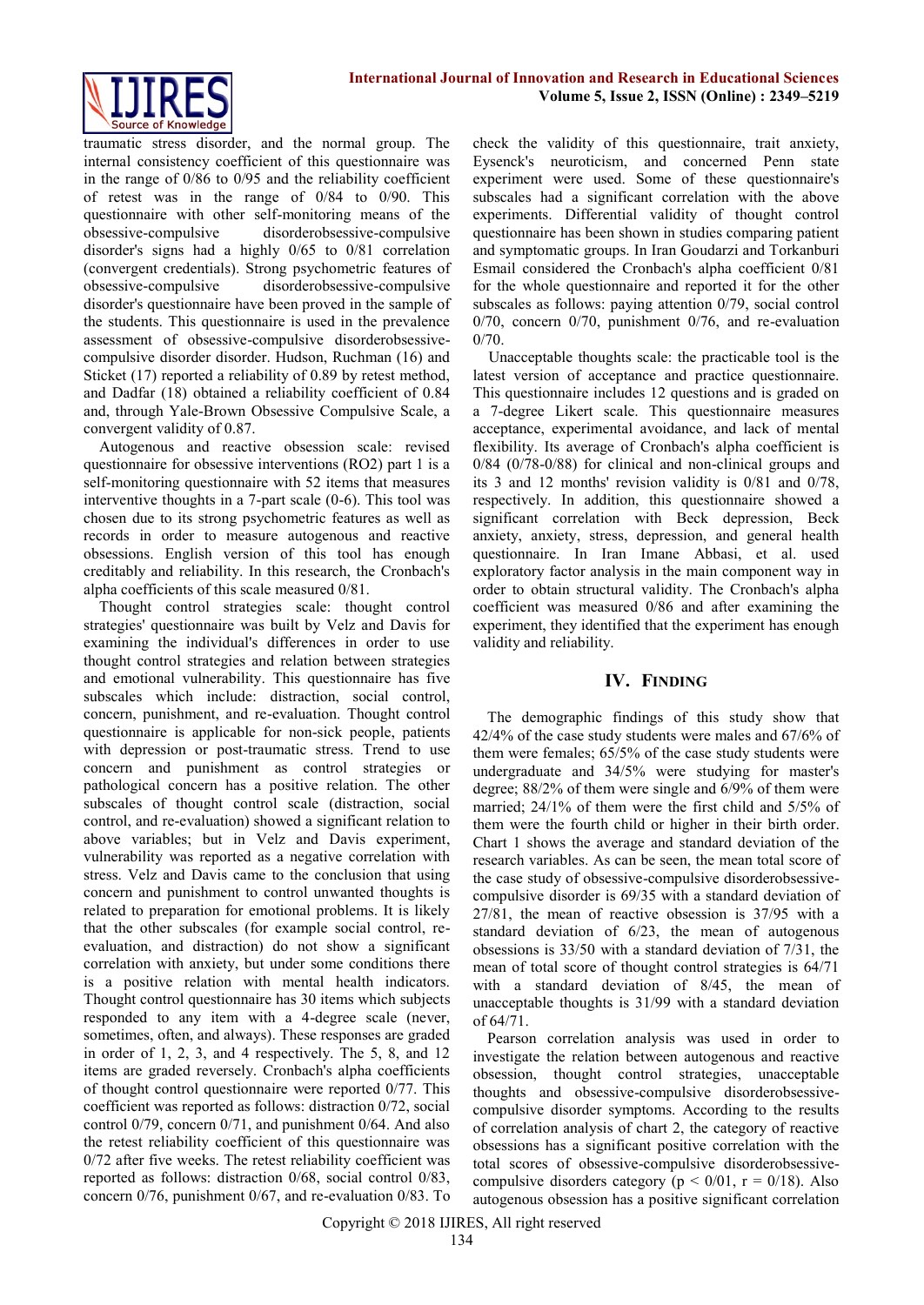traumatic stress disorder, and the normal group. The internal consistency coefficient of this questionnaire was in the range of 0/86 to 0/95 and the reliability coefficient of retest was in the range of 0/84 to 0/90. This questionnaire with other self-monitoring means of the obsessive-compulsive disorderobsessive-compulsive disorder's signs had a highly 0/65 to 0/81 correlation (convergent credentials). Strong psychometric features of obsessive-compulsive disorderobsessive-compulsive disorder's questionnaire have been proved in the sample of the students. This questionnaire is used in the prevalence assessment of obsessive-compulsive disorderobsessive-compulsive disorder disorder. Hudson, Ruchman (16) and Sticket (17) reported a reliability of 0.89 by retest method, and Dadfar (18) obtained a reliability coefficient of 0.84 and, through Yale-Brown Obsessive Compulsive Scale, a convergent validity of 0.87.

Autogenous and reactive obsession scale: revised questionnaire for obsessive interventions (RO2) part 1 is a self-monitoring questionnaire with 52 items that measures interventive thoughts in a 7-part scale (0-6). This tool was chosen due to its strong psychometric features as well as records in order to measure autogenous and reactive obsessions. English version of this tool has enough creditably and reliability. In this research, the Cronbach's alpha coefficients of this scale measured 0/81.

Thought control strategies scale: thought control strategies' questionnaire was built by Velz and Davis for examining the individual's differences in order to use thought control strategies and relation between strategies and emotional vulnerability. This questionnaire has five subscales which include: distraction, social control, concern, punishment, and re-evaluation. Thought control questionnaire is applicable for non-sick people, patients with depression or post-traumatic stress. Trend to use concern and punishment as control strategies or pathological concern has a positive relation. The other subscales of thought control scale (distraction, social control, and re-evaluation) showed a significant relation to above variables; but in Velz and Davis experiment, vulnerability was reported as a negative correlation with stress. Velz and Davis came to the conclusion that using concern and punishment to control unwanted thoughts is related to preparation for emotional problems. It is likely that the other subscales (for example social control, re-evaluation, and distraction) do not show a significant correlation with anxiety, but under some conditions there is a positive relation with mental health indicators. Thought control questionnaire has 30 items which subjects responded to any item with a 4-degree scale (never, sometimes, often, and always). These responses are graded in order of 1, 2, 3, and 4 respectively. The 5, 8, and 12 items are graded reversely. Cronbach's alpha coefficients of thought control questionnaire were reported 0/77. This coefficient was reported as follows: distraction 0/72, social control 0/79, concern 0/71, and punishment 0/64. And also the retest reliability coefficient of this questionnaire was 0/72 after five weeks. The retest reliability coefficient was reported as follows: distraction 0/68, social control 0/83, concern 0/76, punishment 0/67, and re-evaluation 0/83. To check the validity of this questionnaire, trait anxiety, Eysenck's neuroticism, and concerned Penn state experiment were used. Some of these questionnaire's subscales had a significant correlation with the above experiments. Differential validity of thought control questionnaire has been shown in studies comparing patient and symptomatic groups. In Iran Goudarzi and Torkanburi Esmail considered the Cronbach's alpha coefficient 0/81 for the whole questionnaire and reported it for the other subscales as follows: paying attention 0/79, social control 0/70, concern 0/70, punishment 0/76, and re-evaluation 0/70.

Unacceptable thoughts scale: the practicable tool is the latest version of acceptance and practice questionnaire. This questionnaire includes 12 questions and is graded on a 7-degree Likert scale. This questionnaire measures acceptance, experimental avoidance, and lack of mental flexibility. Its average of Cronbach's alpha coefficient is 0/84 (0/78-0/88) for clinical and non-clinical groups and its 3 and 12 months' revision validity is 0/81 and 0/78, respectively. In addition, this questionnaire showed a significant correlation with Beck depression, Beck anxiety, anxiety, stress, depression, and general health questionnaire. In Iran Imane Abbasi, et al. used exploratory factor analysis in the main component way in order to obtain structural validity. The Cronbach's alpha coefficient was measured 0/86 and after examining the experiment, they identified that the experiment has enough validity and reliability.

## IV. Finding

The demographic findings of this study show that 42/4% of the case study students were males and 57/6% of them were females; 65/5% of the case study students were undergraduate and 34/5% were studying for master's degree; 88/2% of them were single and 6/9% of them were married; 24/1% of them were the first child and 5/5% of them were the fourth child or higher in their birth order. Chart 1 shows the average and standard deviation of the research variables. As can be seen, the mean total score of the case study of obsessive-compulsive disorderobsessive-compulsive disorder is 69/35 with a standard deviation of 27/81, the mean of reactive obsession is 37/95 with a standard deviation of 6/23, the mean of autogenous obsessions is 33/50 with a standard deviation of 7/31, the mean of total score of thought control strategies is 64/71 with a standard deviation of 8/45, the mean of unacceptable thoughts is 31/99 with a standard deviation of 64/71.

Pearson correlation analysis was used in order to investigate the relation between autogenous and reactive obsession, thought control strategies, unacceptable thoughts and obsessive-compulsive disorderobsessive-compulsive disorder symptoms. According to the results of correlation analysis of chart 2, the category of reactive obsessions has a significant positive correlation with the total scores of obsessive-compulsive disorderobsessive-compulsive disorders category ($p < 0/01$, $r = 0/18$). Also autogenous obsession has a positive significant correlation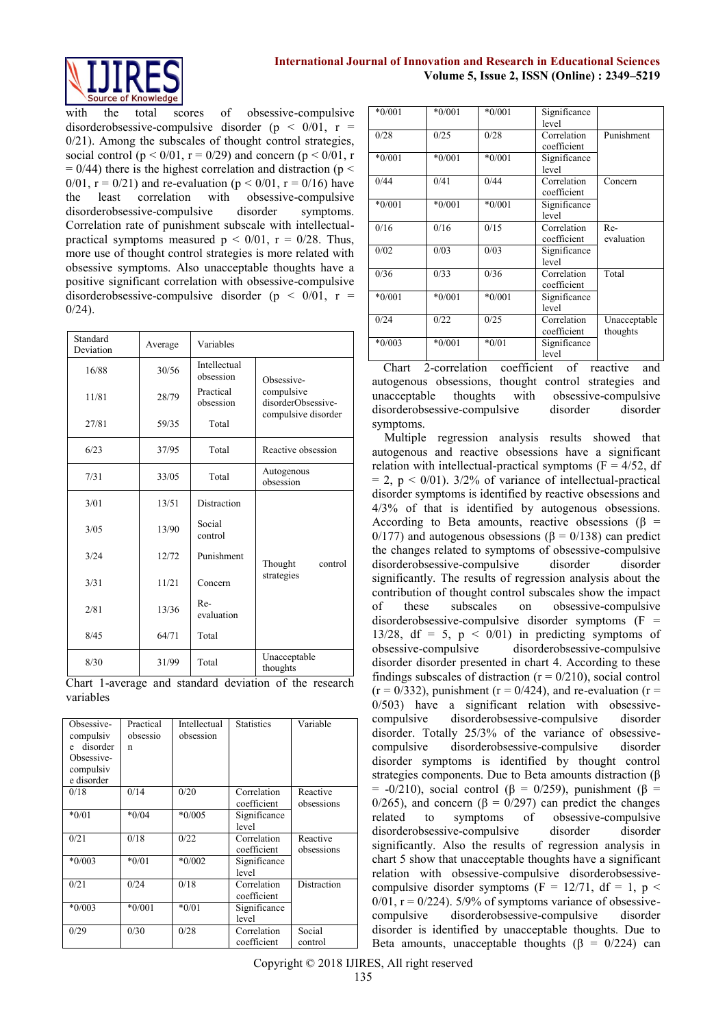with the total scores of obsessive-compulsive disorderobsessive-compulsive disorder ($p < 0/01$, $r = 0/21$). Among the subscales of thought control strategies, social control ($p < 0/01$, $r = 0/29$) and concern ($p < 0/01$, $r = 0/44$) there is the highest correlation and distraction ($p < 0/01$, $r = 0/21$) and re-evaluation ($p < 0/01$, $r = 0/16$) have the least correlation with obsessive-compulsive disorderobsessive-compulsive disorder symptoms. Correlation rate of punishment subscale with intellectual-practical symptoms measured $p < 0/01$, $r = 0/28$. Thus, more use of thought control strategies is more related with obsessive symptoms. Also unacceptable thoughts have a positive significant correlation with obsessive-compulsive disorderobsessive-compulsive disorder ($p < 0/01$, $r = 0/24$).

| Standard Deviation | Average | Variables | |
|---|---|---|---|
| 16/88 | 30/56 | Intellectual obsession | Obsessive-compulsive disorderObsessive-compulsive disorder |
| 11/81 | 28/79 | Practical obsession | |
| 27/81 | 59/35 | Total | |
| 6/23 | 37/95 | Total | Reactive obsession |
| 7/31 | 33/05 | Total | Autogenous obsession |
| 3/01 | 13/51 | Distraction | Thought control strategies |
| 3/05 | 13/90 | Social control | |
| 3/24 | 12/72 | Punishment | |
| 3/31 | 11/21 | Concern | |
| 2/81 | 13/36 | Re-evaluation | |
| 8/45 | 64/71 | Total | |
| 8/30 | 31/99 | Total | Unacceptable thoughts |

Chart 1-average and standard deviation of the research variables

| Obsessive-compulsive disorder Obsessive-compulsive disorder | Practical obsession | Intellectual obsession | Statistics | Variable |
|---|---|---|---|---|
| 0/18 | 0/14 | 0/20 | Correlation coefficient | Reactive obsessions |
| *0/01 | *0/04 | *0/005 | Significance level | |
| 0/21 | 0/18 | 0/22 | Correlation coefficient | Reactive obsessions |
| *0/003 | *0/01 | *0/002 | Significance level | |
| 0/21 | 0/24 | 0/18 | Correlation coefficient | Distraction |
| *0/003 | *0/001 | *0/01 | Significance level | |
| 0/29 | 0/30 | 0/28 | Correlation coefficient | Social control |
| *0/001 | *0/001 | *0/001 | Significance level | |
| 0/28 | 0/25 | 0/28 | Correlation coefficient | Punishment |
| *0/001 | *0/001 | *0/001 | Significance level | |
| 0/44 | 0/41 | 0/44 | Correlation coefficient | Concern |
| *0/001 | *0/001 | *0/001 | Significance level | |
| 0/16 | 0/16 | 0/15 | Correlation coefficient | Re-evaluation |
| 0/02 | 0/03 | 0/03 | Significance level | |
| 0/36 | 0/33 | 0/36 | Correlation coefficient | Total |
| *0/001 | *0/001 | *0/001 | Significance level | |
| 0/24 | 0/22 | 0/25 | Correlation coefficient | Unacceptable thoughts |
| *0/003 | *0/001 | *0/01 | Significance level | |

Chart 2-correlation coefficient of reactive and autogenous obsessions, thought control strategies and unacceptable thoughts with obsessive-compulsive disorderobsessive-compulsive disorder disorder symptoms.

Multiple regression analysis results showed that autogenous and reactive obsessions have a significant relation with intellectual-practical symptoms ($F = 4/52$, $df = 2$, $p < 0/01$). 3/2% of variance of intellectual-practical disorder symptoms is identified by reactive obsessions and 4/3% of that is identified by autogenous obsessions. According to Beta amounts, reactive obsessions ($\beta = 0/177$) and autogenous obsessions ($\beta = 0/138$) can predict the changes related to symptoms of obsessive-compulsive disorderobsessive-compulsive disorder disorder significantly. The results of regression analysis about the contribution of thought control subscales show the impact of these subscales on obsessive-compulsive disorderobsessive-compulsive disorder symptoms ($F = 13/28$, $df = 5$, $p < 0/01$) in predicting symptoms of obsessive-compulsive disorderobsessive-compulsive disorder disorder presented in chart 4. According to these findings subscales of distraction ($r = 0/210$), social control ($r = 0/332$), punishment ($r = 0/424$), and re-evaluation ($r = 0/503$) have a significant relation with obsessive-compulsive disorderobsessive-compulsive disorder disorder. Totally 25/3% of the variance of obsessive-compulsive disorderobsessive-compulsive disorder disorder symptoms is identified by thought control strategies components. Due to Beta amounts distraction ($\beta = -0/210$), social control ($\beta = 0/259$), punishment ($\beta = 0/265$), and concern ($\beta = 0/297$) can predict the changes related to symptoms of obsessive-compulsive disorderobsessive-compulsive disorder disorder significantly. Also the results of regression analysis in chart 5 show that unacceptable thoughts have a significant relation with obsessive-compulsive disorderobsessive-compulsive disorder symptoms ($F = 12/71$, $df = 1$, $p < 0/01$, $r = 0/224$). 5/9% of symptoms variance of obsessive-compulsive disorderobsessive-compulsive disorder disorder is identified by unacceptable thoughts. Due to Beta amounts, unacceptable thoughts ($\beta = 0/224$) can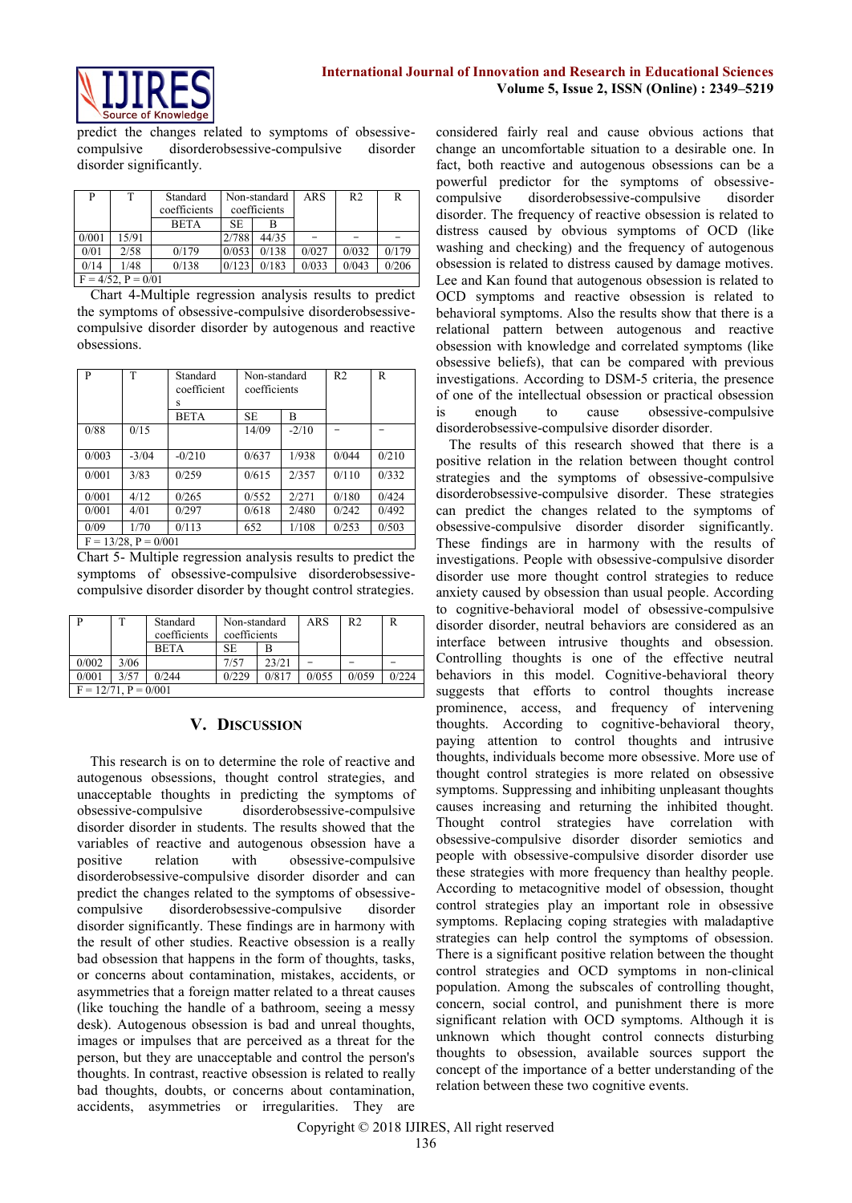predict the changes related to symptoms of obsessive-compulsive disorderobsessive-compulsive disorder disorder significantly.

| P | T | Standard coefficients | Non-standard coefficients | | ARS | R2 | R |
|---|---|---|---|---|---|---|---|
| | | BETA | SE | B | | | |
| 0/001 | 15/91 | | 2/788 | 44/35 | – | – | – |
| 0/01 | 2/58 | 0/179 | 0/053 | 0/138 | 0/027 | 0/032 | 0/179 |
| 0/14 | 1/48 | 0/138 | 0/123 | 0/183 | 0/033 | 0/043 | 0/206 |
| F = 4/52, P = 0/01 | | | | | | | |

Chart 4-Multiple regression analysis results to predict the symptoms of obsessive-compulsive disorderobsessive-compulsive disorder disorder by autogenous and reactive obsessions.

| P | T | Standard coefficients | Non-standard coefficients | | R2 | R |
|---|---|---|---|---|---|---|
| | | BETA | SE | B | | |
| 0/88 | 0/15 | | 14/09 | -2/10 | – | – |
| 0/003 | -3/04 | -0/210 | 0/637 | 1/938 | 0/044 | 0/210 |
| 0/001 | 3/83 | 0/259 | 0/615 | 2/357 | 0/110 | 0/332 |
| 0/001 | 4/12 | 0/265 | 0/552 | 2/271 | 0/180 | 0/424 |
| 0/001 | 4/01 | 0/297 | 0/618 | 2/480 | 0/242 | 0/492 |
| 0/09 | 1/70 | 0/113 | 652 | 1/108 | 0/253 | 0/503 |
| F = 13/28, P = 0/001 | | | | | | |

Chart 5- Multiple regression analysis results to predict the symptoms of obsessive-compulsive disorderobsessive-compulsive disorder disorder by thought control strategies.

| P | T | Standard coefficients | Non-standard coefficients | | ARS | R2 | R |
|---|---|---|---|---|---|---|---|
| | | BETA | SE | B | | | |
| 0/002 | 3/06 | | 7/57 | 23/21 | – | – | – |
| 0/001 | 3/57 | 0/244 | 0/229 | 0/817 | 0/055 | 0/059 | 0/224 |
| F = 12/71, P = 0/001 | | | | | | | |

## V. Discussion

This research is on to determine the role of reactive and autogenous obsessions, thought control strategies, and unacceptable thoughts in predicting the symptoms of obsessive-compulsive disorderobsessive-compulsive disorder disorder in students. The results showed that the variables of reactive and autogenous obsession have a positive relation with obsessive-compulsive disorderobsessive-compulsive disorder disorder and can predict the changes related to the symptoms of obsessive-compulsive disorderobsessive-compulsive disorder disorder significantly. These findings are in harmony with the result of other studies. Reactive obsession is a really bad obsession that happens in the form of thoughts, tasks, or concerns about contamination, mistakes, accidents, or asymmetries that a foreign matter related to a threat causes (like touching the handle of a bathroom, seeing a messy desk). Autogenous obsession is bad and unreal thoughts, images or impulses that are perceived as a threat for the person, but they are unacceptable and control the person's thoughts. In contrast, reactive obsession is related to really bad thoughts, doubts, or concerns about contamination, accidents, asymmetries or irregularities. They are considered fairly real and cause obvious actions that change an uncomfortable situation to a desirable one. In fact, both reactive and autogenous obsessions can be a powerful predictor for the symptoms of obsessive-compulsive disorderobsessive-compulsive disorder disorder. The frequency of reactive obsession is related to distress caused by obvious symptoms of OCD (like washing and checking) and the frequency of autogenous obsession is related to distress caused by damage motives. Lee and Kan found that autogenous obsession is related to OCD symptoms and reactive obsession is related to behavioral symptoms. Also the results show that there is a relational pattern between autogenous and reactive obsession with knowledge and correlated symptoms (like obsessive beliefs), that can be compared with previous investigations. According to DSM-5 criteria, the presence of one of the intellectual obsession or practical obsession is enough to cause obsessive-compulsive disorderobsessive-compulsive disorder disorder.

The results of this research showed that there is a positive relation in the relation between thought control strategies and the symptoms of obsessive-compulsive disorderobsessive-compulsive disorder. These strategies can predict the changes related to the symptoms of obsessive-compulsive disorder disorder significantly. These findings are in harmony with the results of investigations. People with obsessive-compulsive disorder disorder use more thought control strategies to reduce anxiety caused by obsession than usual people. According to cognitive-behavioral model of obsessive-compulsive disorder disorder, neutral behaviors are considered as an interface between intrusive thoughts and obsession. Controlling thoughts is one of the effective neutral behaviors in this model. Cognitive-behavioral theory suggests that efforts to control thoughts increase prominence, access, and frequency of intervening thoughts. According to cognitive-behavioral theory, paying attention to control thoughts and intrusive thoughts, individuals become more obsessive. More use of thought control strategies is more related on obsessive symptoms. Suppressing and inhibiting unpleasant thoughts causes increasing and returning the inhibited thought. Thought control strategies have correlation with obsessive-compulsive disorder disorder semiotics and people with obsessive-compulsive disorder disorder use these strategies with more frequency than healthy people. According to metacognitive model of obsession, thought control strategies play an important role in obsessive symptoms. Replacing coping strategies with maladaptive strategies can help control the symptoms of obsession. There is a significant positive relation between the thought control strategies and OCD symptoms in non-clinical population. Among the subscales of controlling thought, concern, social control, and punishment there is more significant relation with OCD symptoms. Although it is unknown which thought control connects disturbing thoughts to obsession, available sources support the concept of the importance of a better understanding of the relation between these two cognitive events.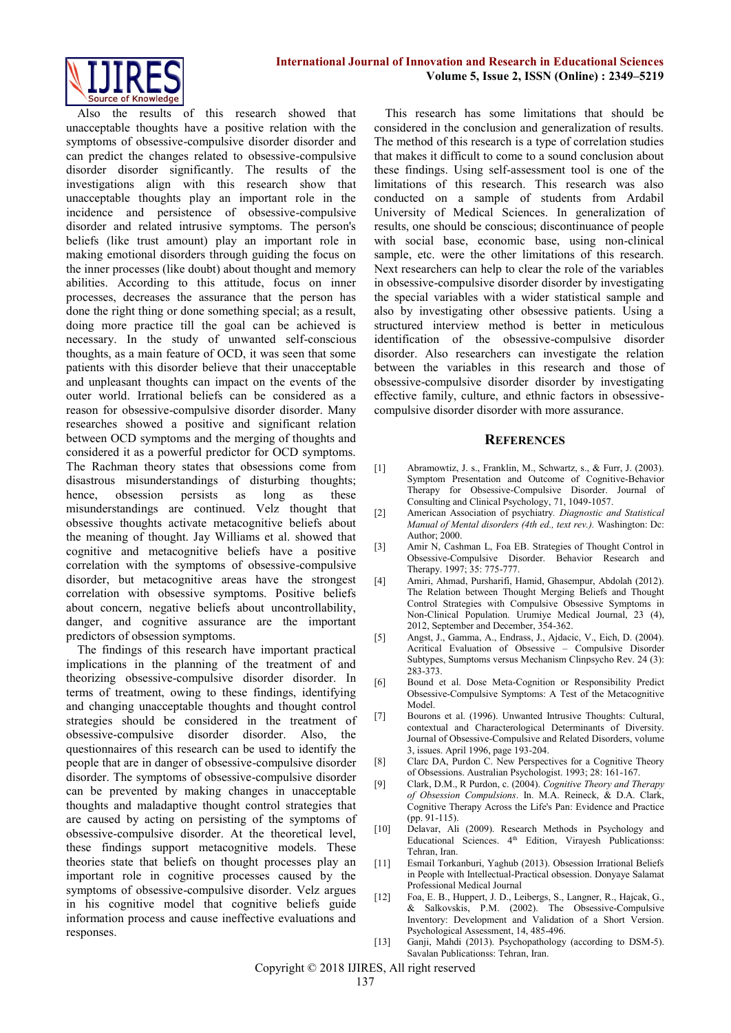Also the results of this research showed that unacceptable thoughts have a positive relation with the symptoms of obsessive-compulsive disorder disorder and can predict the changes related to obsessive-compulsive disorder disorder significantly. The results of the investigations align with this research show that unacceptable thoughts play an important role in the incidence and persistence of obsessive-compulsive disorder and related intrusive symptoms. The person's beliefs (like trust amount) play an important role in making emotional disorders through guiding the focus on the inner processes (like doubt) about thought and memory abilities. According to this attitude, focus on inner processes, decreases the assurance that the person has done the right thing or done something special; as a result, doing more practice till the goal can be achieved is necessary. In the study of unwanted self-conscious thoughts, as a main feature of OCD, it was seen that some patients with this disorder believe that their unacceptable and unpleasant thoughts can impact on the events of the outer world. Irrational beliefs can be considered as a reason for obsessive-compulsive disorder disorder. Many researches showed a positive and significant relation between OCD symptoms and the merging of thoughts and considered it as a powerful predictor for OCD symptoms. The Rachman theory states that obsessions come from disastrous misunderstandings of disturbing thoughts; hence, obsession persists as long as these misunderstandings are continued. Velz thought that obsessive thoughts activate metacognitive beliefs about the meaning of thought. Jay Williams et al. showed that cognitive and metacognitive beliefs have a positive correlation with the symptoms of obsessive-compulsive disorder, but metacognitive areas have the strongest correlation with obsessive symptoms. Positive beliefs about concern, negative beliefs about uncontrollability, danger, and cognitive assurance are the important predictors of obsession symptoms.

The findings of this research have important practical implications in the planning of the treatment of and theorizing obsessive-compulsive disorder disorder. In terms of treatment, owing to these findings, identifying and changing unacceptable thoughts and thought control strategies should be considered in the treatment of obsessive-compulsive disorder disorder. Also, the questionnaires of this research can be used to identify the people that are in danger of obsessive-compulsive disorder disorder. The symptoms of obsessive-compulsive disorder can be prevented by making changes in unacceptable thoughts and maladaptive thought control strategies that are caused by acting on persisting of the symptoms of obsessive-compulsive disorder. At the theoretical level, these findings support metacognitive models. These theories state that beliefs on thought processes play an important role in cognitive processes caused by the symptoms of obsessive-compulsive disorder. Velz argues in his cognitive model that cognitive beliefs guide information process and cause ineffective evaluations and responses.

This research has some limitations that should be considered in the conclusion and generalization of results. The method of this research is a type of correlation studies that makes it difficult to come to a sound conclusion about these findings. Using self-assessment tool is one of the limitations of this research. This research was also conducted on a sample of students from Ardabil University of Medical Sciences. In generalization of results, one should be conscious; discontinuance of people with social base, economic base, using non-clinical sample, etc. were the other limitations of this research. Next researchers can help to clear the role of the variables in obsessive-compulsive disorder disorder by investigating the special variables with a wider statistical sample and also by investigating other obsessive patients. Using a structured interview method is better in meticulous identification of the obsessive-compulsive disorder disorder. Also researchers can investigate the relation between the variables in this research and those of obsessive-compulsive disorder disorder by investigating effective family, culture, and ethnic factors in obsessive-compulsive disorder disorder with more assurance.

## References

[1] Abramowtiz, J. s., Franklin, M., Schwartz, s., & Furr, J. (2003). Symptom Presentation and Outcome of Cognitive-Behavior Therapy for Obsessive-Compulsive Disorder. Journal of Consulting and Clinical Psychology, 71, 1049-1057.

[2] American Association of psychiatry. *Diagnostic and Statistical Manual of Mental disorders (4th ed., text rev.).* Washington: Dc: Author; 2000.

[3] Amir N, Cashman L, Foa EB. Strategies of Thought Control in Obsessive-Compulsive Disorder. Behavior Research and Therapy. 1997; 35: 775-777.

[4] Amiri, Ahmad, Pursharifi, Hamid, Ghasempur, Abdolah (2012). The Relation between Thought Merging Beliefs and Thought Control Strategies with Compulsive Obsessive Symptoms in Non-Clinical Population. Urumiye Medical Journal, 23 (4), 2012, September and December, 354-362.

[5] Angst, J., Gamma, A., Endrass, J., Ajdacic, V., Eich, D. (2004). Acritical Evaluation of Obsessive – Compulsive Disorder Subtypes, Sumptoms versus Mechanism Clinpsycho Rev. 24 (3): 283-373.

[6] Bound et al. Dose Meta-Cognition or Responsibility Predict Obsessive-Compulsive Symptoms: A Test of the Metacognitive Model.

[7] Bourons et al. (1996). Unwanted Intrusive Thoughts: Cultural, contextual and Characterological Determinants of Diversity. Journal of Obsessive-Compulsive and Related Disorders, volume 3, issues. April 1996, page 193-204.

[8] Clarc DA, Purdon C. New Perspectives for a Cognitive Theory of Obsessions. Australian Psychologist. 1993; 28: 161-167.

[9] Clark, D.M., R Purdon, c. (2004). *Cognitive Theory and Therapy of Obsession Compulsions*. In. M.A. Reineck, & D.A. Clark, Cognitive Therapy Across the Life's Pan: Evidence and Practice (pp. 91-115).

[10] Delavar, Ali (2009). Research Methods in Psychology and Educational Sciences. 4th Edition, Virayesh Publicationss: Tehran, Iran.

[11] Esmail Torkanburi, Yaghub (2013). Obsession Irrational Beliefs in People with Intellectual-Practical obsession. Donyaye Salamat Professional Medical Journal

[12] Foa, E. B., Huppert, J. D., Leibergs, S., Langner, R., Hajcak, G., & Salkovskis, P.M. (2002). The Obsessive-Compulsive Inventory: Development and Validation of a Short Version. Psychological Assessment, 14, 485-496.

[13] Ganji, Mahdi (2013). Psychopathology (according to DSM-5). Savalan Publicationss: Tehran, Iran.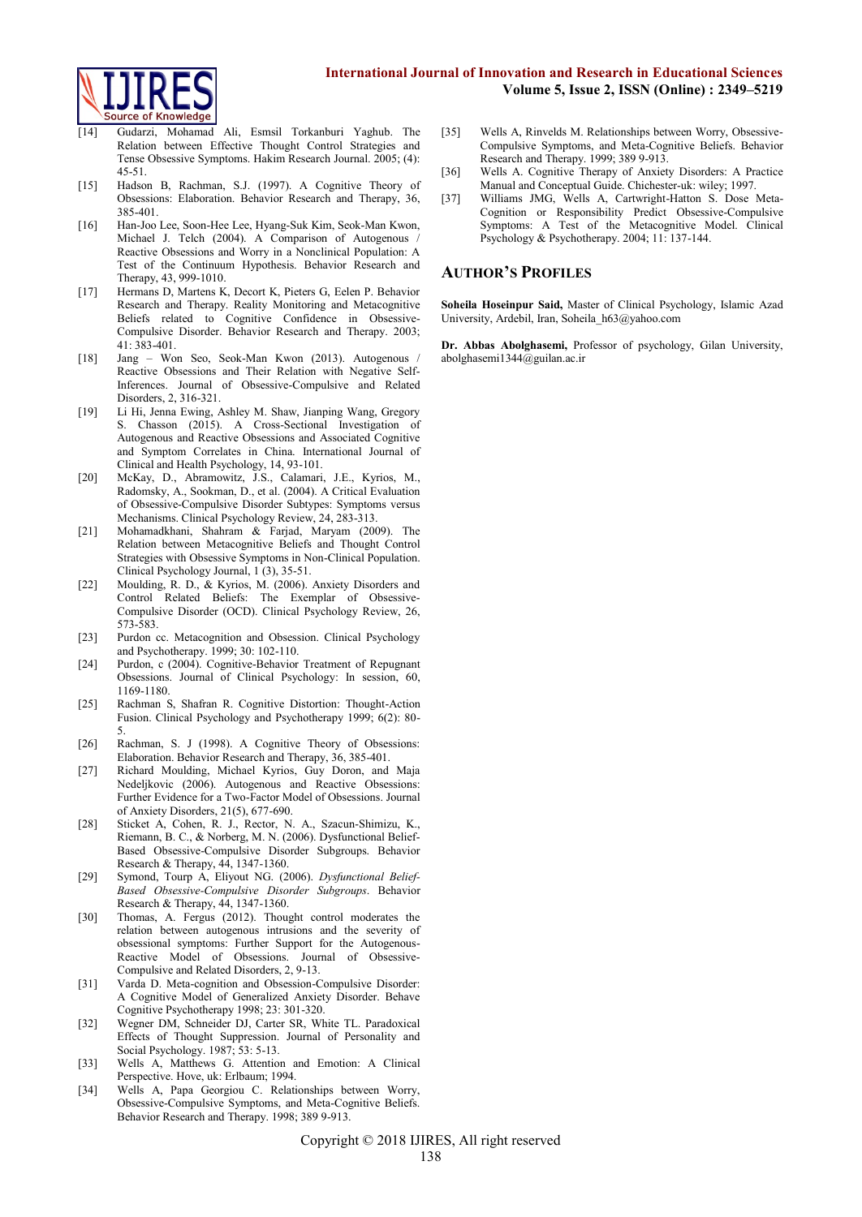[14] Gudarzi, Mohamad Ali, Esmsil Torkanburi Yaghub. The Relation between Effective Thought Control Strategies and Tense Obsessive Symptoms. Hakim Research Journal. 2005; (4): 45-51.

[15] Hadson B, Rachman, S.J. (1997). A Cognitive Theory of Obsessions: Elaboration. Behavior Research and Therapy, 36, 385-401.

[16] Han-Joo Lee, Soon-Hee Lee, Hyang-Suk Kim, Seok-Man Kwon, Michael J. Telch (2004). A Comparison of Autogenous / Reactive Obsessions and Worry in a Nonclinical Population: A Test of the Continuum Hypothesis. Behavior Research and Therapy, 43, 999-1010.

[17] Hermans D, Martens K, Decort K, Pieters G, Eelen P. Behavior Research and Therapy. Reality Monitoring and Metacognitive Beliefs related to Cognitive Confidence in Obsessive-Compulsive Disorder. Behavior Research and Therapy. 2003; 41: 383-401.

[18] Jang – Won Seo, Seok-Man Kwon (2013). Autogenous / Reactive Obsessions and Their Relation with Negative Self-Inferences. Journal of Obsessive-Compulsive and Related Disorders, 2, 316-321.

[19] Li Hi, Jenna Ewing, Ashley M. Shaw, Jianping Wang, Gregory S. Chasson (2015). A Cross-Sectional Investigation of Autogenous and Reactive Obsessions and Associated Cognitive and Symptom Correlates in China. International Journal of Clinical and Health Psychology, 14, 93-101.

[20] McKay, D., Abramowitz, J.S., Calamari, J.E., Kyrios, M., Radomsky, A., Sookman, D., et al. (2004). A Critical Evaluation of Obsessive-Compulsive Disorder Subtypes: Symptoms versus Mechanisms. Clinical Psychology Review, 24, 283-313.

[21] Mohamadkhani, Shahram & Farjad, Maryam (2009). The Relation between Metacognitive Beliefs and Thought Control Strategies with Obsessive Symptoms in Non-Clinical Population. Clinical Psychology Journal, 1 (3), 35-51.

[22] Moulding, R. D., & Kyrios, M. (2006). Anxiety Disorders and Control Related Beliefs: The Exemplar of Obsessive-Compulsive Disorder (OCD). Clinical Psychology Review, 26, 573-583.

[23] Purdon cc. Metacognition and Obsession. Clinical Psychology and Psychotherapy. 1999; 30: 102-110.

[24] Purdon, c (2004). Cognitive-Behavior Treatment of Repugnant Obsessions. Journal of Clinical Psychology: In session, 60, 1169-1180.

[25] Rachman S, Shafran R. Cognitive Distortion: Thought-Action Fusion. Clinical Psychology and Psychotherapy 1999; 6(2): 80-5.

[26] Rachman, S. J (1998). A Cognitive Theory of Obsessions: Elaboration. Behavior Research and Therapy, 36, 385-401.

[27] Richard Moulding, Michael Kyrios, Guy Doron, and Maja Nedeljkovic (2006). Autogenous and Reactive Obsessions: Further Evidence for a Two-Factor Model of Obsessions. Journal of Anxiety Disorders, 21(5), 677-690.

[28] Sticket A, Cohen, R. J., Rector, N. A., Szacun-Shimizu, K., Riemann, B. C., & Norberg, M. N. (2006). Dysfunctional Belief-Based Obsessive-Compulsive Disorder Subgroups. Behavior Research & Therapy, 44, 1347-1360.

[29] Symond, Tourp A, Eliyout NG. (2006). *Dysfunctional Belief-Based Obsessive-Compulsive Disorder Subgroups*. Behavior Research & Therapy, 44, 1347-1360.

[30] Thomas, A. Fergus (2012). Thought control moderates the relation between autogenous intrusions and the severity of obsessional symptoms: Further Support for the Autogenous-Reactive Model of Obsessions. Journal of Obsessive-Compulsive and Related Disorders, 2, 9-13.

[31] Varda D. Meta-cognition and Obsession-Compulsive Disorder: A Cognitive Model of Generalized Anxiety Disorder. Behave Cognitive Psychotherapy 1998; 23: 301-320.

[32] Wegner DM, Schneider DJ, Carter SR, White TL. Paradoxical Effects of Thought Suppression. Journal of Personality and Social Psychology. 1987; 53: 5-13.

[33] Wells A, Matthews G. Attention and Emotion: A Clinical Perspective. Hove, uk: Erlbaum; 1994.

[34] Wells A, Papa Georgiou C. Relationships between Worry, Obsessive-Compulsive Symptoms, and Meta-Cognitive Beliefs. Behavior Research and Therapy. 1998; 389 9-913.

[35] Wells A, Rinvelds M. Relationships between Worry, Obsessive-Compulsive Symptoms, and Meta-Cognitive Beliefs. Behavior Research and Therapy. 1999; 389 9-913.

[36] Wells A. Cognitive Therapy of Anxiety Disorders: A Practice Manual and Conceptual Guide. Chichester-uk: wiley; 1997.

[37] Williams JMG, Wells A, Cartwright-Hatton S. Dose Meta-Cognition or Responsibility Predict Obsessive-Compulsive Symptoms: A Test of the Metacognitive Model. Clinical Psychology & Psychotherapy. 2004; 11: 137-144.

## AUTHOR'S PROFILES

**Soheila Hoseinpur Said,** Master of Clinical Psychology, Islamic Azad University, Ardebil, Iran, Soheila_h63@yahoo.com

**Dr. Abbas Abolghasemi,** Professor of psychology, Gilan University, abolghasemi1344@guilan.ac.ir